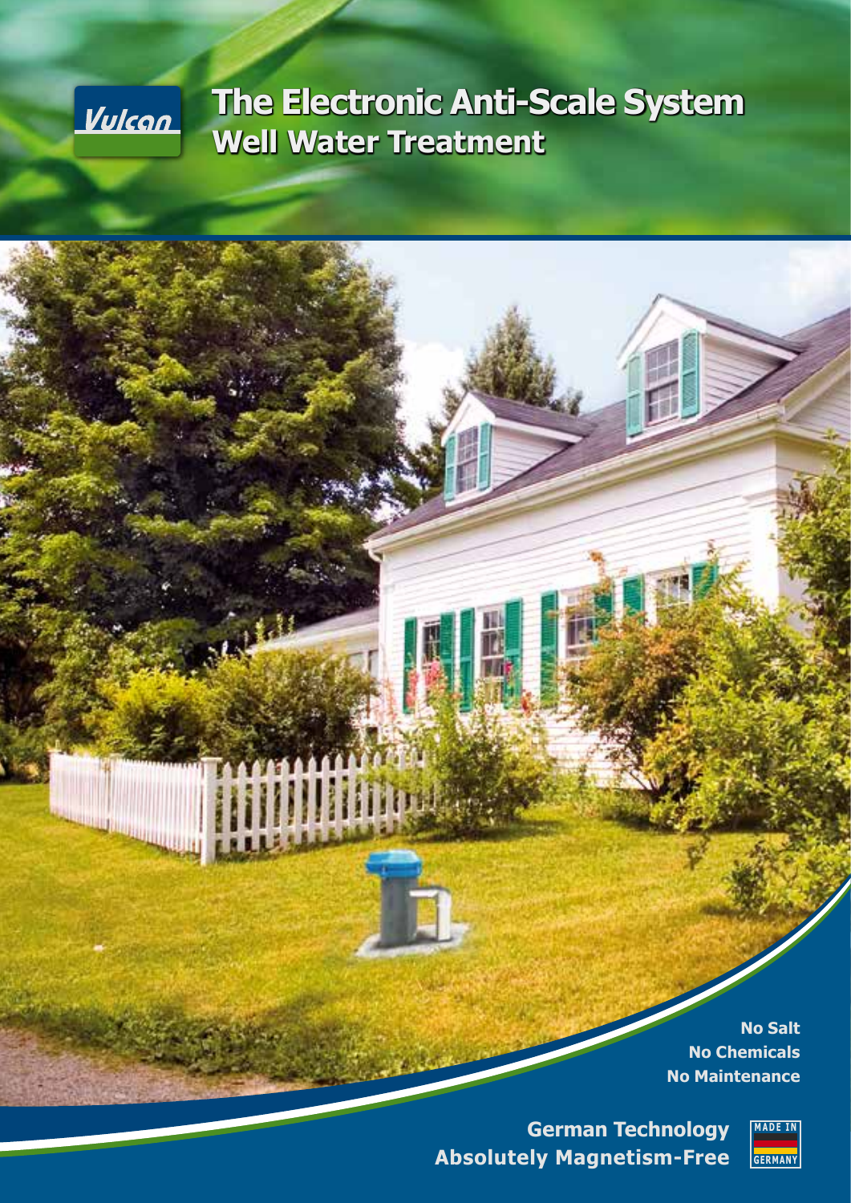Vulcan

# The Electronic Anti-Scale System
## Well Water Treatment

**No Salt**
**No Chemicals**
**No Maintenance**

**German Technology**
**Absolutely Magnetism-Free**

MADE IN GERMANY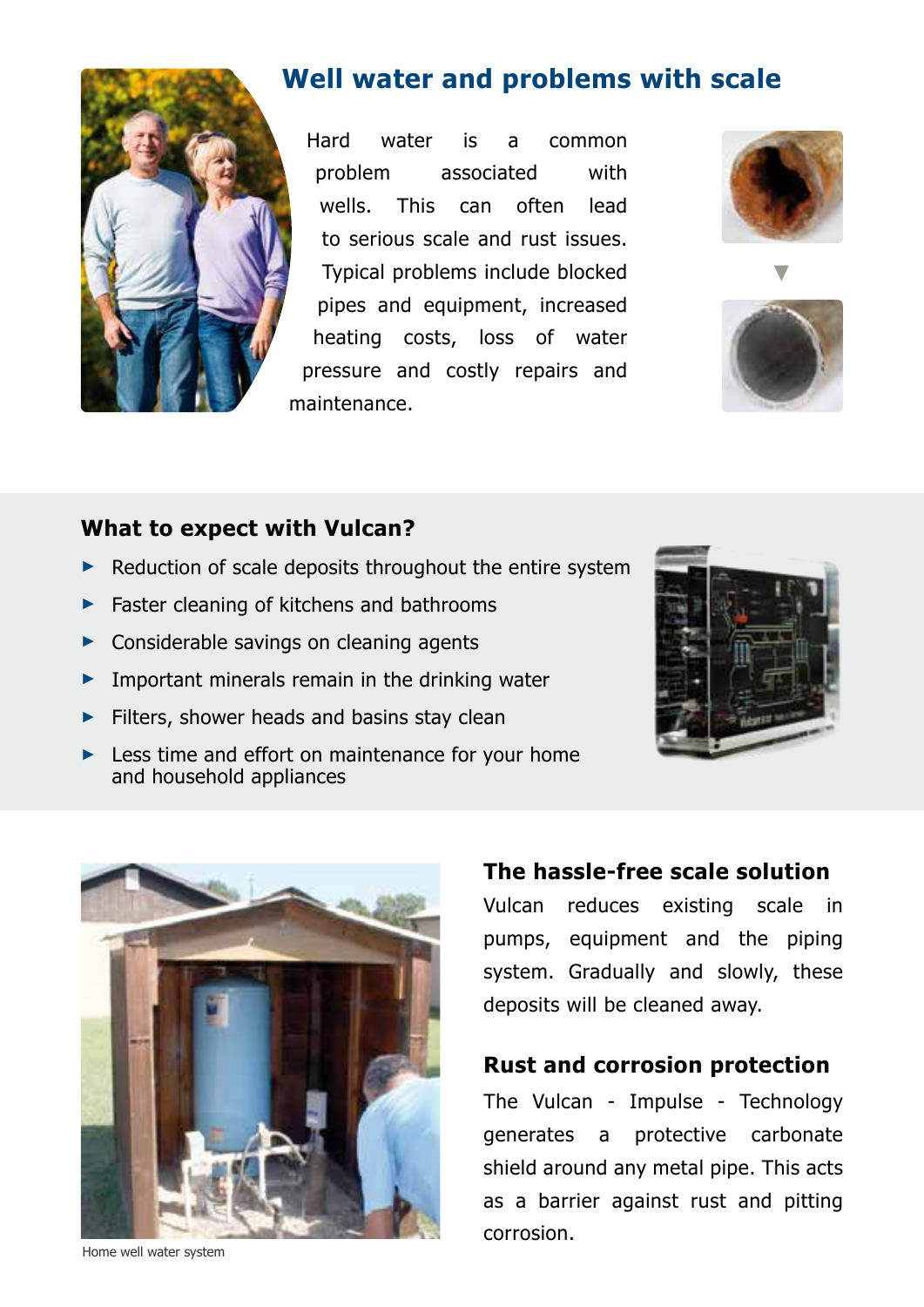## Well water and problems with scale

Hard water is a common problem associated with wells. This can often lead to serious scale and rust issues. Typical problems include blocked pipes and equipment, increased heating costs, loss of water pressure and costly repairs and maintenance.

### What to expect with Vulcan?

- Reduction of scale deposits throughout the entire system
- Faster cleaning of kitchens and bathrooms
- Considerable savings on cleaning agents
- Important minerals remain in the drinking water
- Filters, shower heads and basins stay clean
- Less time and effort on maintenance for your home and household appliances

Home well water system

### The hassle-free scale solution

Vulcan reduces existing scale in pumps, equipment and the piping system. Gradually and slowly, these deposits will be cleaned away.

### Rust and corrosion protection

The Vulcan - Impulse - Technology generates a protective carbonate shield around any metal pipe. This acts as a barrier against rust and pitting corrosion.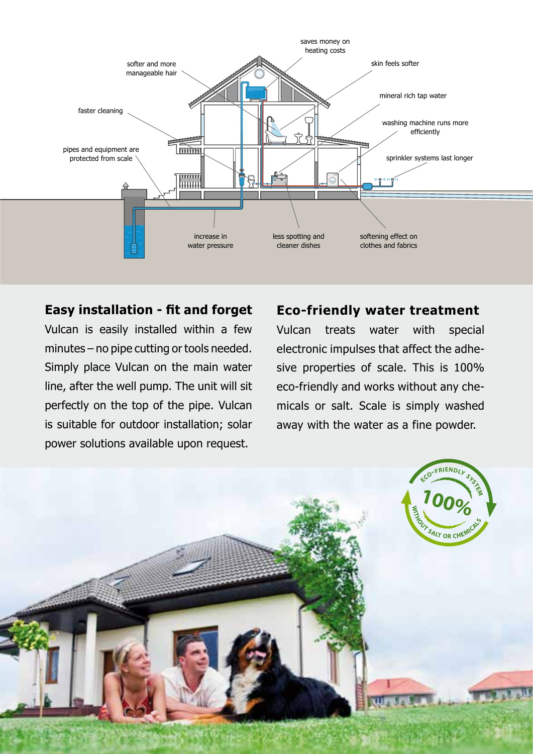saves money on heating costs

softer and more manageable hair

skin feels softer

mineral rich tap water

faster cleaning

washing machine runs more efficiently

pipes and equipment are protected from scale

sprinkler systems last longer

increase in water pressure

less spotting and cleaner dishes

softening effect on clothes and fabrics

## Easy installation - fit and forget

Vulcan is easily installed within a few minutes – no pipe cutting or tools needed. Simply place Vulcan on the main water line, after the well pump. The unit will sit perfectly on the top of the pipe. Vulcan is suitable for outdoor installation; solar power solutions available upon request.

## Eco-friendly water treatment

Vulcan treats water with special electronic impulses that affect the adhesive properties of scale. This is 100% eco-friendly and works without any chemicals or salt. Scale is simply washed away with the water as a fine powder.

ECO-FRIENDLY SYSTEM 100% WITHOUT SALT OR CHEMICALS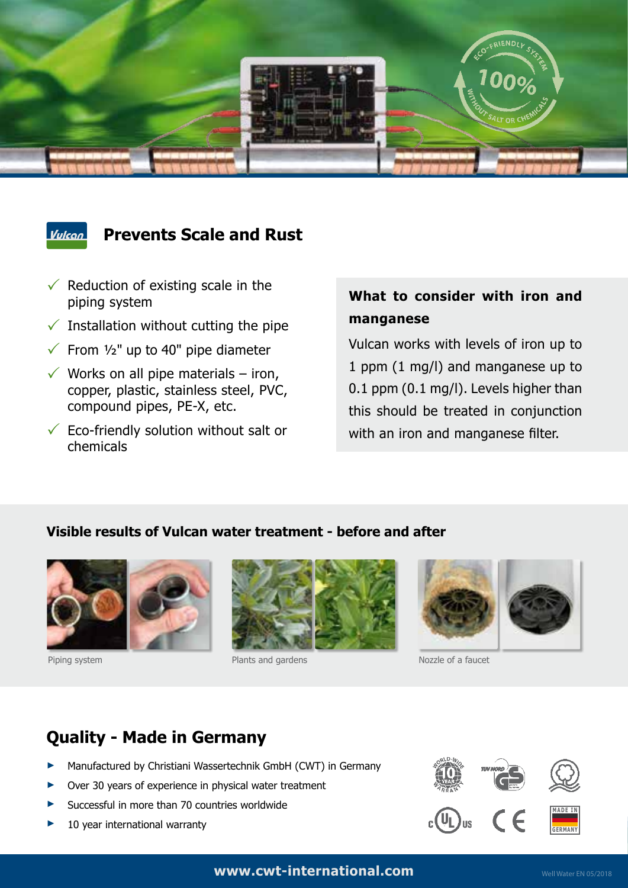## Prevents Scale and Rust

- ✓ Reduction of existing scale in the piping system
- ✓ Installation without cutting the pipe
- ✓ From ½" up to 40" pipe diameter
- ✓ Works on all pipe materials – iron, copper, plastic, stainless steel, PVC, compound pipes, PE-X, etc.
- ✓ Eco-friendly solution without salt or chemicals

**What to consider with iron and manganese**

Vulcan works with levels of iron up to 1 ppm (1 mg/l) and manganese up to 0.1 ppm (0.1 mg/l). Levels higher than this should be treated in conjunction with an iron and manganese filter.

### Visible results of Vulcan water treatment - before and after

Piping system

Plants and gardens

Nozzle of a faucet

## Quality - Made in Germany

- Manufactured by Christiani Wassertechnik GmbH (CWT) in Germany
- Over 30 years of experience in physical water treatment
- Successful in more than 70 countries worldwide
- 10 year international warranty

**www.cwt-international.com**

Well Water EN 05/2018